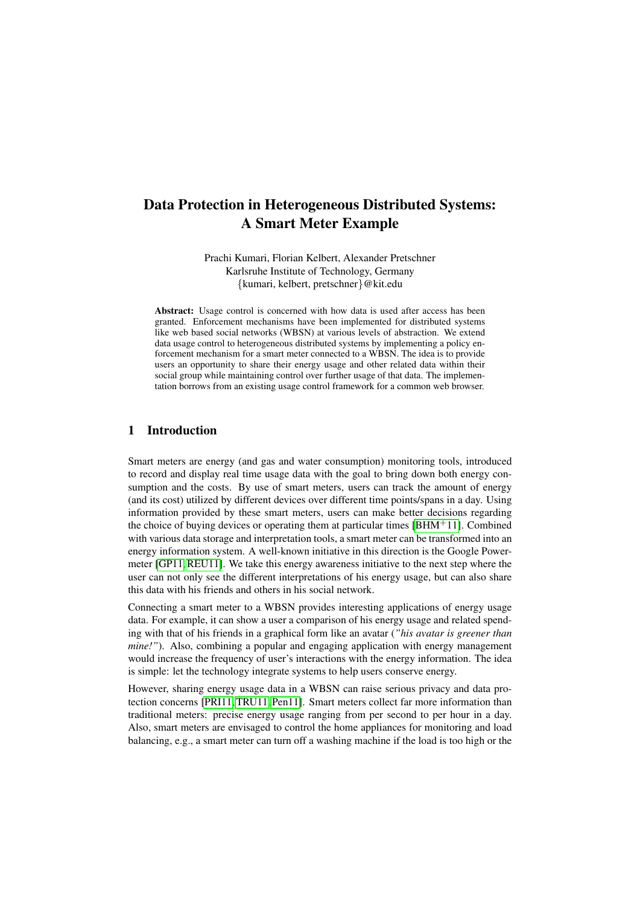# Data Protection in Heterogeneous Distributed Systems: A Smart Meter Example

Prachi Kumari, Florian Kelbert, Alexander Pretschner
Karlsruhe Institute of Technology, Germany
{kumari, kelbert, pretschner}@kit.edu

**Abstract:** Usage control is concerned with how data is used after access has been granted. Enforcement mechanisms have been implemented for distributed systems like web based social networks (WBSN) at various levels of abstraction. We extend data usage control to heterogeneous distributed systems by implementing a policy enforcement mechanism for a smart meter connected to a WBSN. The idea is to provide users an opportunity to share their energy usage and other related data within their social group while maintaining control over further usage of that data. The implementation borrows from an existing usage control framework for a common web browser.

## 1 Introduction

Smart meters are energy (and gas and water consumption) monitoring tools, introduced to record and display real time usage data with the goal to bring down both energy consumption and the costs. By use of smart meters, users can track the amount of energy (and its cost) utilized by different devices over different time points/spans in a day. Using information provided by these smart meters, users can make better decisions regarding the choice of buying devices or operating them at particular times [BHM+11]. Combined with various data storage and interpretation tools, a smart meter can be transformed into an energy information system. A well-known initiative in this direction is the Google Powermeter [GP11, REU11]. We take this energy awareness initiative to the next step where the user can not only see the different interpretations of his energy usage, but can also share this data with his friends and others in his social network.

Connecting a smart meter to a WBSN provides interesting applications of energy usage data. For example, it can show a user a comparison of his energy usage and related spending with that of his friends in a graphical form like an avatar (*"his avatar is greener than mine!"*). Also, combining a popular and engaging application with energy management would increase the frequency of user's interactions with the energy information. The idea is simple: let the technology integrate systems to help users conserve energy.

However, sharing energy usage data in a WBSN can raise serious privacy and data protection concerns [PRI11, TRU11, Pen11]. Smart meters collect far more information than traditional meters: precise energy usage ranging from per second to per hour in a day. Also, smart meters are envisaged to control the home appliances for monitoring and load balancing, e.g., a smart meter can turn off a washing machine if the load is too high or the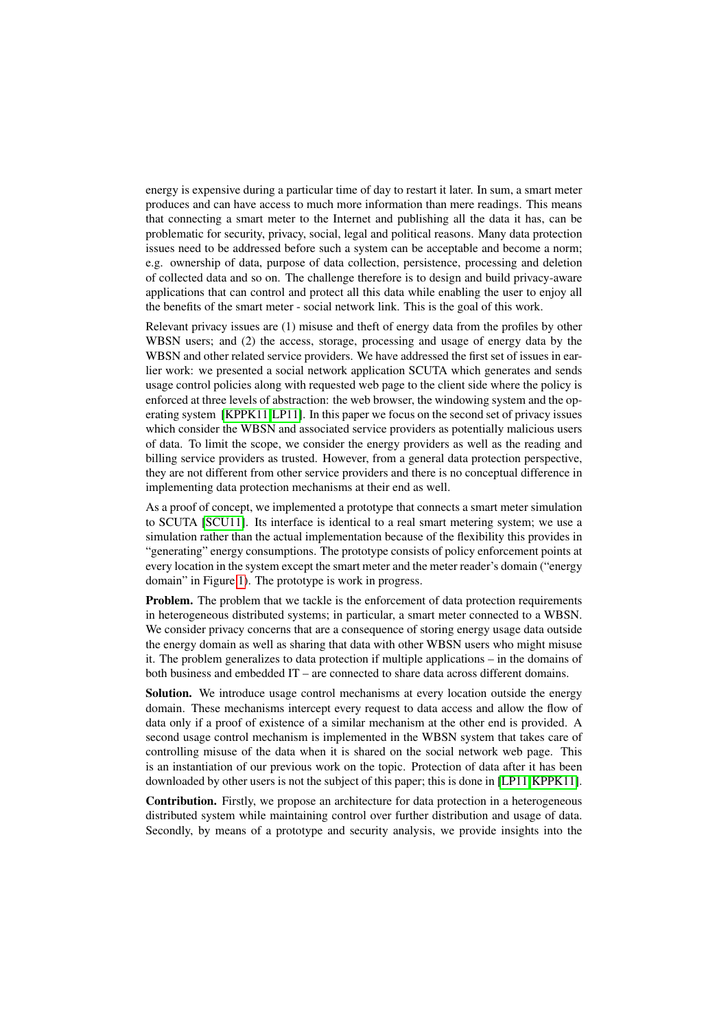energy is expensive during a particular time of day to restart it later. In sum, a smart meter produces and can have access to much more information than mere readings. This means that connecting a smart meter to the Internet and publishing all the data it has, can be problematic for security, privacy, social, legal and political reasons. Many data protection issues need to be addressed before such a system can be acceptable and become a norm; e.g. ownership of data, purpose of data collection, persistence, processing and deletion of collected data and so on. The challenge therefore is to design and build privacy-aware applications that can control and protect all this data while enabling the user to enjoy all the benefits of the smart meter - social network link. This is the goal of this work.

Relevant privacy issues are (1) misuse and theft of energy data from the profiles by other WBSN users; and (2) the access, storage, processing and usage of energy data by the WBSN and other related service providers. We have addressed the first set of issues in earlier work: we presented a social network application SCUTA which generates and sends usage control policies along with requested web page to the client side where the policy is enforced at three levels of abstraction: the web browser, the windowing system and the operating system [KPPK11, LP11]. In this paper we focus on the second set of privacy issues which consider the WBSN and associated service providers as potentially malicious users of data. To limit the scope, we consider the energy providers as well as the reading and billing service providers as trusted. However, from a general data protection perspective, they are not different from other service providers and there is no conceptual difference in implementing data protection mechanisms at their end as well.

As a proof of concept, we implemented a prototype that connects a smart meter simulation to SCUTA [SCU11]. Its interface is identical to a real smart metering system; we use a simulation rather than the actual implementation because of the flexibility this provides in "generating" energy consumptions. The prototype consists of policy enforcement points at every location in the system except the smart meter and the meter reader's domain ("energy domain" in Figure 1). The prototype is work in progress.

**Problem.** The problem that we tackle is the enforcement of data protection requirements in heterogeneous distributed systems; in particular, a smart meter connected to a WBSN. We consider privacy concerns that are a consequence of storing energy usage data outside the energy domain as well as sharing that data with other WBSN users who might misuse it. The problem generalizes to data protection if multiple applications – in the domains of both business and embedded IT – are connected to share data across different domains.

**Solution.** We introduce usage control mechanisms at every location outside the energy domain. These mechanisms intercept every request to data access and allow the flow of data only if a proof of existence of a similar mechanism at the other end is provided. A second usage control mechanism is implemented in the WBSN system that takes care of controlling misuse of the data when it is shared on the social network web page. This is an instantiation of our previous work on the topic. Protection of data after it has been downloaded by other users is not the subject of this paper; this is done in [LP11, KPPK11].

**Contribution.** Firstly, we propose an architecture for data protection in a heterogeneous distributed system while maintaining control over further distribution and usage of data. Secondly, by means of a prototype and security analysis, we provide insights into the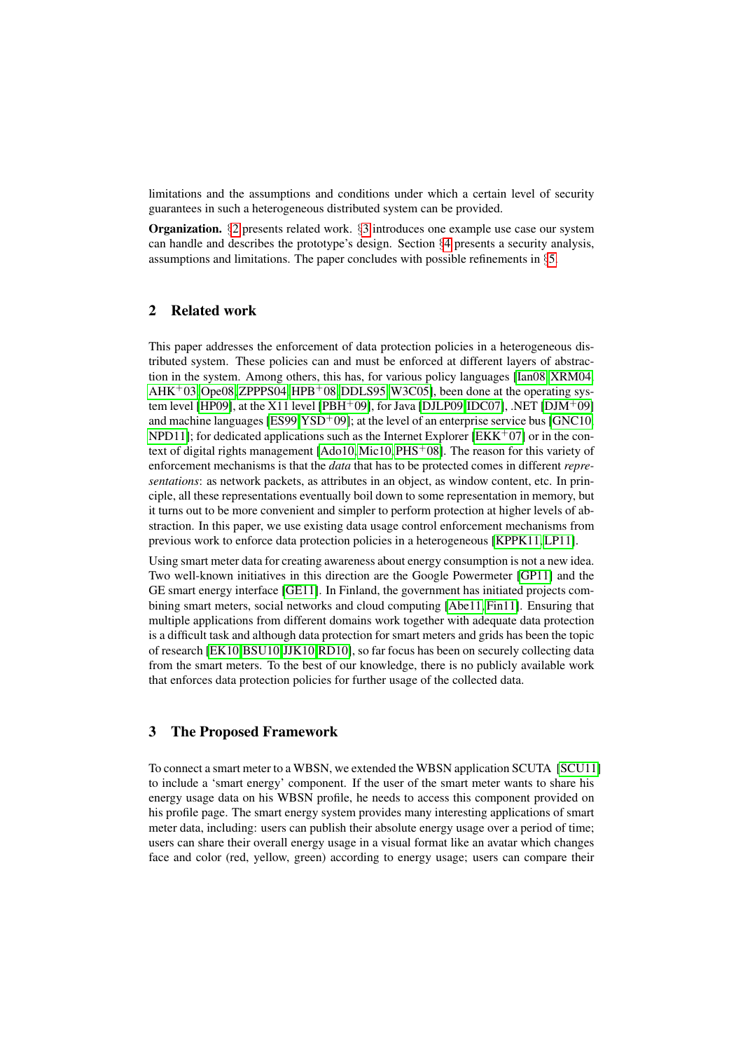limitations and the assumptions and conditions under which a certain level of security guarantees in such a heterogeneous distributed system can be provided.

**Organization.** §2 presents related work. §3 introduces one example use case our system can handle and describes the prototype's design. Section §4 presents a security analysis, assumptions and limitations. The paper concludes with possible refinements in §5.

## 2 Related work

This paper addresses the enforcement of data protection policies in a heterogeneous distributed system. These policies can and must be enforced at different layers of abstraction in the system. Among others, this has, for various policy languages [Ian08, XRM04, AHK+03, Ope08, ZPPPS04, HPB+08, DDLS95, W3C05], been done at the operating system level [HP09], at the X11 level [PBH+09], for Java [DJLP09, IDC07], .NET [DJM+09] and machine languages [ES99, YSD+09]; at the level of an enterprise service bus [GNC10, NPD11]; for dedicated applications such as the Internet Explorer [EKK+07] or in the context of digital rights management [Ado10, Mic10, PHS+08]. The reason for this variety of enforcement mechanisms is that the *data* that has to be protected comes in different *representations*: as network packets, as attributes in an object, as window content, etc. In principle, all these representations eventually boil down to some representation in memory, but it turns out to be more convenient and simpler to perform protection at higher levels of abstraction. In this paper, we use existing data usage control enforcement mechanisms from previous work to enforce data protection policies in a heterogeneous [KPPK11, LP11].

Using smart meter data for creating awareness about energy consumption is not a new idea. Two well-known initiatives in this direction are the Google Powermeter [GP11] and the GE smart energy interface [GE11]. In Finland, the government has initiated projects combining smart meters, social networks and cloud computing [Abe11, Fin11]. Ensuring that multiple applications from different domains work together with adequate data protection is a difficult task and although data protection for smart meters and grids has been the topic of research [EK10, BSU10, JJK10, RD10], so far focus has been on securely collecting data from the smart meters. To the best of our knowledge, there is no publicly available work that enforces data protection policies for further usage of the collected data.

## 3 The Proposed Framework

To connect a smart meter to a WBSN, we extended the WBSN application SCUTA [SCU11] to include a 'smart energy' component. If the user of the smart meter wants to share his energy usage data on his WBSN profile, he needs to access this component provided on his profile page. The smart energy system provides many interesting applications of smart meter data, including: users can publish their absolute energy usage over a period of time; users can share their overall energy usage in a visual format like an avatar which changes face and color (red, yellow, green) according to energy usage; users can compare their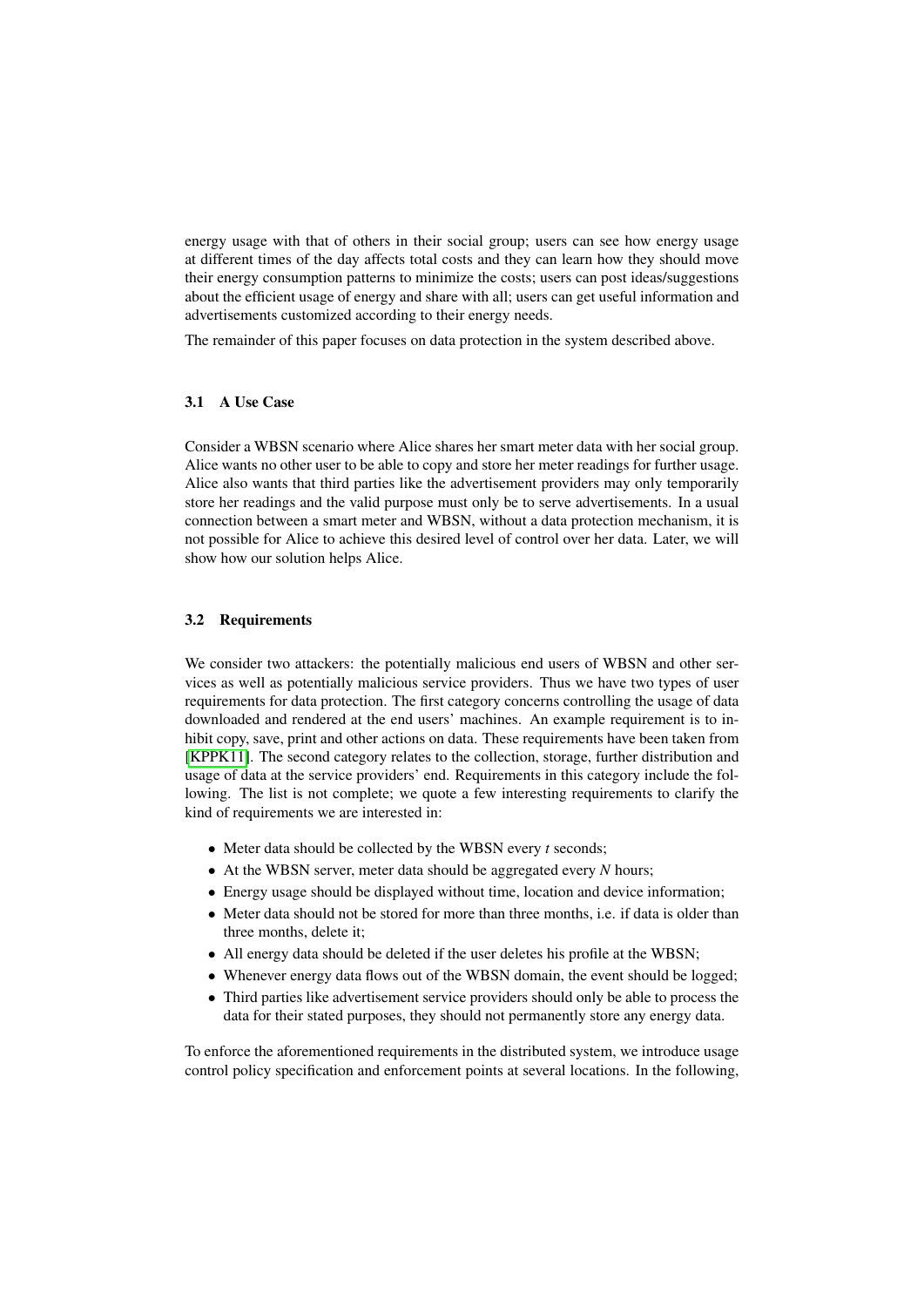energy usage with that of others in their social group; users can see how energy usage at different times of the day affects total costs and they can learn how they should move their energy consumption patterns to minimize the costs; users can post ideas/suggestions about the efficient usage of energy and share with all; users can get useful information and advertisements customized according to their energy needs.

The remainder of this paper focuses on data protection in the system described above.

### 3.1 A Use Case

Consider a WBSN scenario where Alice shares her smart meter data with her social group. Alice wants no other user to be able to copy and store her meter readings for further usage. Alice also wants that third parties like the advertisement providers may only temporarily store her readings and the valid purpose must only be to serve advertisements. In a usual connection between a smart meter and WBSN, without a data protection mechanism, it is not possible for Alice to achieve this desired level of control over her data. Later, we will show how our solution helps Alice.

### 3.2 Requirements

We consider two attackers: the potentially malicious end users of WBSN and other services as well as potentially malicious service providers. Thus we have two types of user requirements for data protection. The first category concerns controlling the usage of data downloaded and rendered at the end users' machines. An example requirement is to inhibit copy, save, print and other actions on data. These requirements have been taken from [KPPK11]. The second category relates to the collection, storage, further distribution and usage of data at the service providers' end. Requirements in this category include the following. The list is not complete; we quote a few interesting requirements to clarify the kind of requirements we are interested in:

- Meter data should be collected by the WBSN every $t$ seconds;
- At the WBSN server, meter data should be aggregated every $N$ hours;
- Energy usage should be displayed without time, location and device information;
- Meter data should not be stored for more than three months, i.e. if data is older than three months, delete it;
- All energy data should be deleted if the user deletes his profile at the WBSN;
- Whenever energy data flows out of the WBSN domain, the event should be logged;
- Third parties like advertisement service providers should only be able to process the data for their stated purposes, they should not permanently store any energy data.

To enforce the aforementioned requirements in the distributed system, we introduce usage control policy specification and enforcement points at several locations. In the following,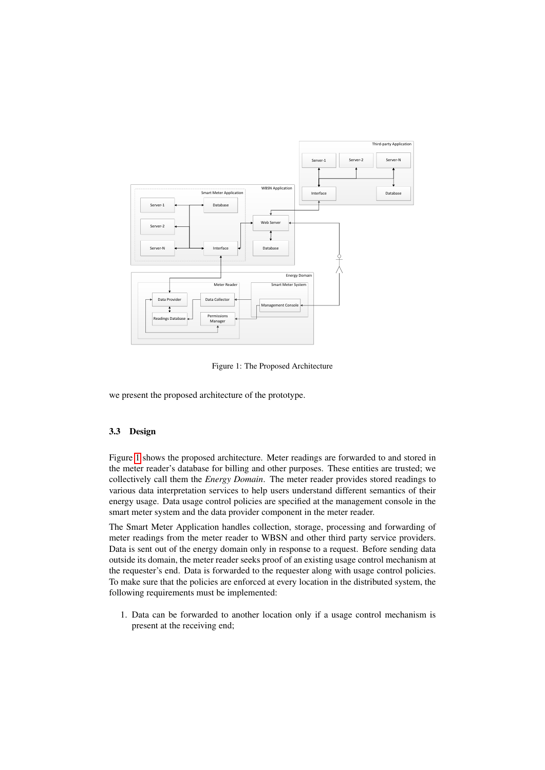Figure 1: The Proposed Architecture

we present the proposed architecture of the prototype.

### 3.3 Design

Figure 1 shows the proposed architecture. Meter readings are forwarded to and stored in the meter reader's database for billing and other purposes. These entities are trusted; we collectively call them the *Energy Domain*. The meter reader provides stored readings to various data interpretation services to help users understand different semantics of their energy usage. Data usage control policies are specified at the management console in the smart meter system and the data provider component in the meter reader.

The Smart Meter Application handles collection, storage, processing and forwarding of meter readings from the meter reader to WBSN and other third party service providers. Data is sent out of the energy domain only in response to a request. Before sending data outside its domain, the meter reader seeks proof of an existing usage control mechanism at the requester's end. Data is forwarded to the requester along with usage control policies. To make sure that the policies are enforced at every location in the distributed system, the following requirements must be implemented:

1. Data can be forwarded to another location only if a usage control mechanism is present at the receiving end;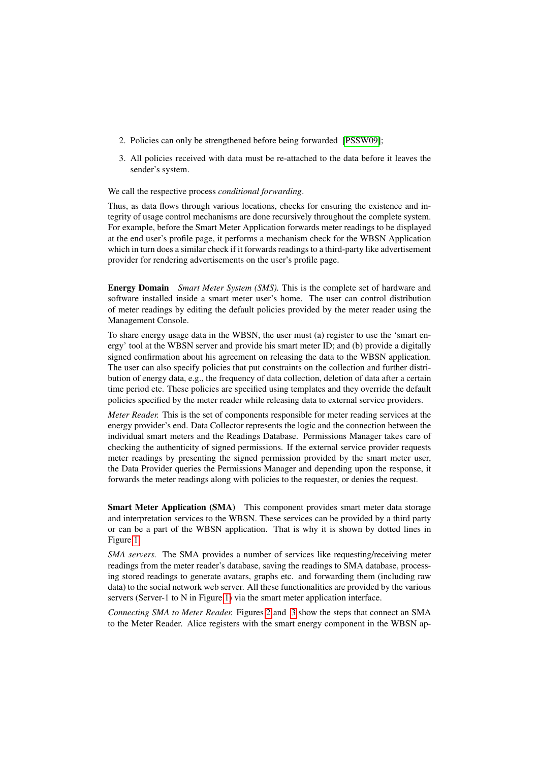2. Policies can only be strengthened before being forwarded [PSSW09];
3. All policies received with data must be re-attached to the data before it leaves the sender's system.

We call the respective process *conditional forwarding*.

Thus, as data flows through various locations, checks for ensuring the existence and integrity of usage control mechanisms are done recursively throughout the complete system. For example, before the Smart Meter Application forwards meter readings to be displayed at the end user's profile page, it performs a mechanism check for the WBSN Application which in turn does a similar check if it forwards readings to a third-party like advertisement provider for rendering advertisements on the user's profile page.

**Energy Domain** *Smart Meter System (SMS).* This is the complete set of hardware and software installed inside a smart meter user's home. The user can control distribution of meter readings by editing the default policies provided by the meter reader using the Management Console.

To share energy usage data in the WBSN, the user must (a) register to use the 'smart energy' tool at the WBSN server and provide his smart meter ID; and (b) provide a digitally signed confirmation about his agreement on releasing the data to the WBSN application. The user can also specify policies that put constraints on the collection and further distribution of energy data, e.g., the frequency of data collection, deletion of data after a certain time period etc. These policies are specified using templates and they override the default policies specified by the meter reader while releasing data to external service providers.

*Meter Reader.* This is the set of components responsible for meter reading services at the energy provider's end. Data Collector represents the logic and the connection between the individual smart meters and the Readings Database. Permissions Manager takes care of checking the authenticity of signed permissions. If the external service provider requests meter readings by presenting the signed permission provided by the smart meter user, the Data Provider queries the Permissions Manager and depending upon the response, it forwards the meter readings along with policies to the requester, or denies the request.

**Smart Meter Application (SMA)** This component provides smart meter data storage and interpretation services to the WBSN. These services can be provided by a third party or can be a part of the WBSN application. That is why it is shown by dotted lines in Figure 1.

*SMA servers.* The SMA provides a number of services like requesting/receiving meter readings from the meter reader's database, saving the readings to SMA database, processing stored readings to generate avatars, graphs etc. and forwarding them (including raw data) to the social network web server. All these functionalities are provided by the various servers (Server-1 to N in Figure 1) via the smart meter application interface.

*Connecting SMA to Meter Reader.* Figures 2 and 3 show the steps that connect an SMA to the Meter Reader. Alice registers with the smart energy component in the WBSN ap-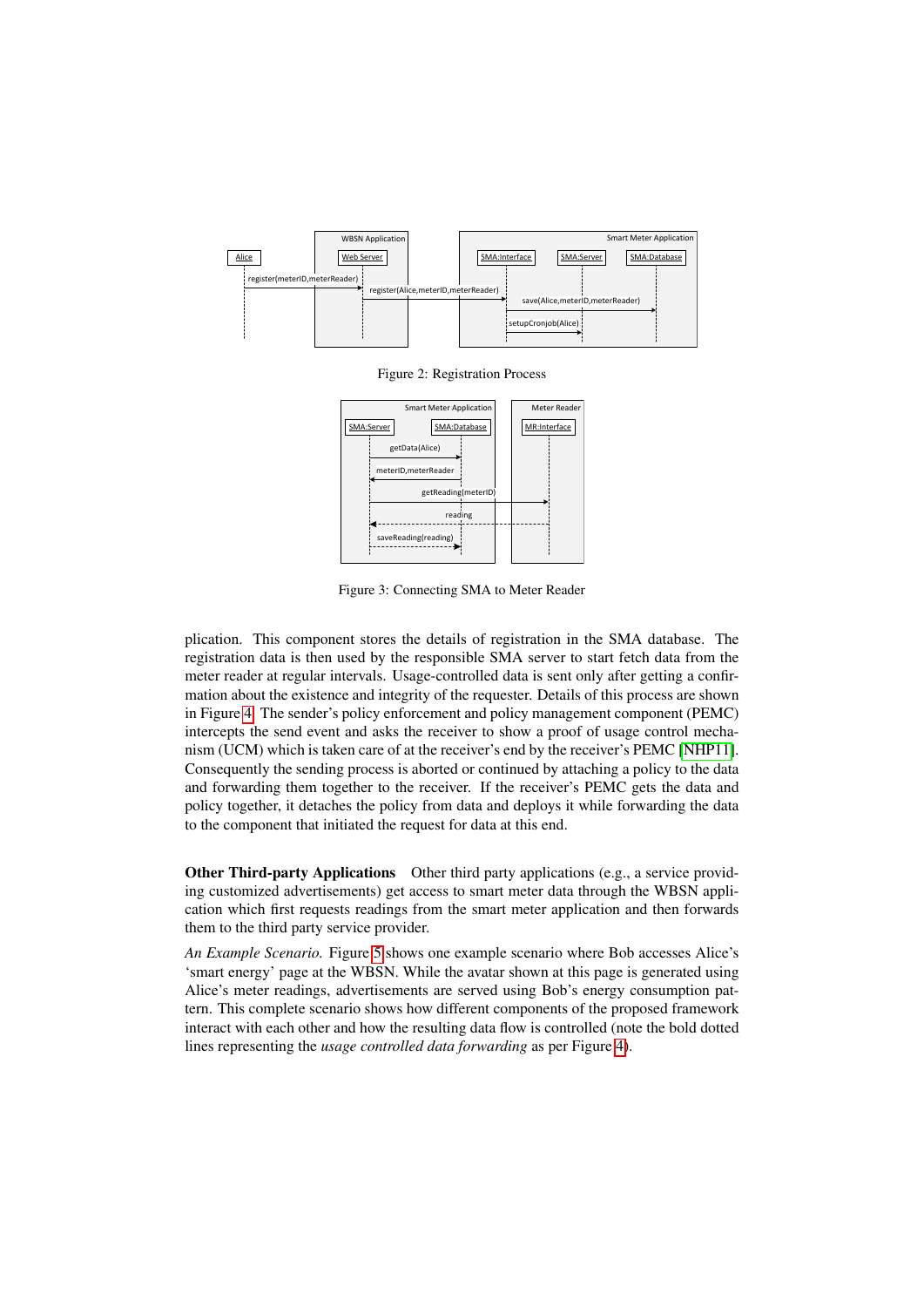Figure 2: Registration Process

Figure 3: Connecting SMA to Meter Reader

plication. This component stores the details of registration in the SMA database. The registration data is then used by the responsible SMA server to start fetch data from the meter reader at regular intervals. Usage-controlled data is sent only after getting a confirmation about the existence and integrity of the requester. Details of this process are shown in Figure 4. The sender's policy enforcement and policy management component (PEMC) intercepts the send event and asks the receiver to show a proof of usage control mechanism (UCM) which is taken care of at the receiver's end by the receiver's PEMC [NHP11]. Consequently the sending process is aborted or continued by attaching a policy to the data and forwarding them together to the receiver. If the receiver's PEMC gets the data and policy together, it detaches the policy from data and deploys it while forwarding the data to the component that initiated the request for data at this end.

**Other Third-party Applications** Other third party applications (e.g., a service providing customized advertisements) get access to smart meter data through the WBSN application which first requests readings from the smart meter application and then forwards them to the third party service provider.

*An Example Scenario.* Figure 5 shows one example scenario where Bob accesses Alice's 'smart energy' page at the WBSN. While the avatar shown at this page is generated using Alice's meter readings, advertisements are served using Bob's energy consumption pattern. This complete scenario shows how different components of the proposed framework interact with each other and how the resulting data flow is controlled (note the bold dotted lines representing the *usage controlled data forwarding* as per Figure 4).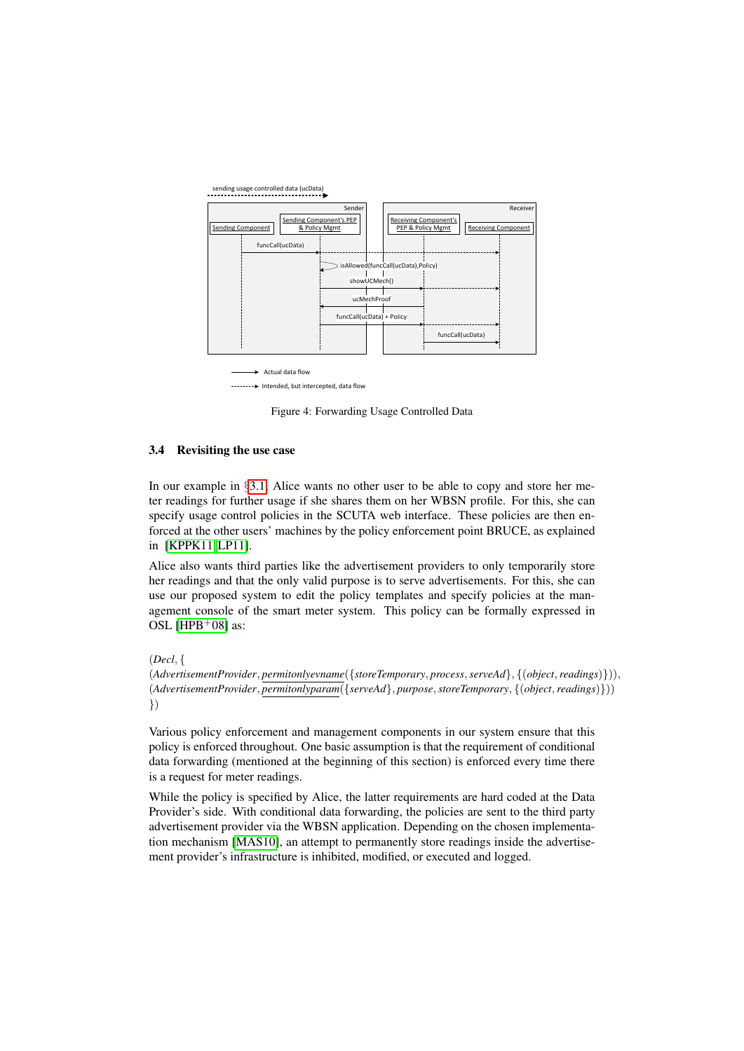Figure 4: Forwarding Usage Controlled Data

### 3.4 Revisiting the use case

In our example in §3.1, Alice wants no other user to be able to copy and store her meter readings for further usage if she shares them on her WBSN profile. For this, she can specify usage control policies in the SCUTA web interface. These policies are then enforced at the other users' machines by the policy enforcement point BRUCE, as explained in [KPPK11, LP11].

Alice also wants third parties like the advertisement providers to only temporarily store her readings and that the only valid purpose is to serve advertisements. For this, she can use our proposed system to edit the policy templates and specify policies at the management console of the smart meter system. This policy can be formally expressed in OSL [HPB+08] as:

$$(\mathit{Decl}, \{$$
$$(\mathit{AdvertisementProvider}, \underline{\mathit{permitonlyevname}}(\{\mathit{storeTemporary}, \mathit{process}, \mathit{serveAd}\}, \{(\mathit{object}, \mathit{readings})\})),$$
$$(\mathit{AdvertisementProvider}, \underline{\mathit{permitonlyparam}}(\{\mathit{serveAd}\}, \mathit{purpose}, \mathit{storeTemporary}, \{(\mathit{object}, \mathit{readings})\}))$$
$$\})$$

Various policy enforcement and management components in our system ensure that this policy is enforced throughout. One basic assumption is that the requirement of conditional data forwarding (mentioned at the beginning of this section) is enforced every time there is a request for meter readings.

While the policy is specified by Alice, the latter requirements are hard coded at the Data Provider's side. With conditional data forwarding, the policies are sent to the third party advertisement provider via the WBSN application. Depending on the chosen implementation mechanism [MAS10], an attempt to permanently store readings inside the advertisement provider's infrastructure is inhibited, modified, or executed and logged.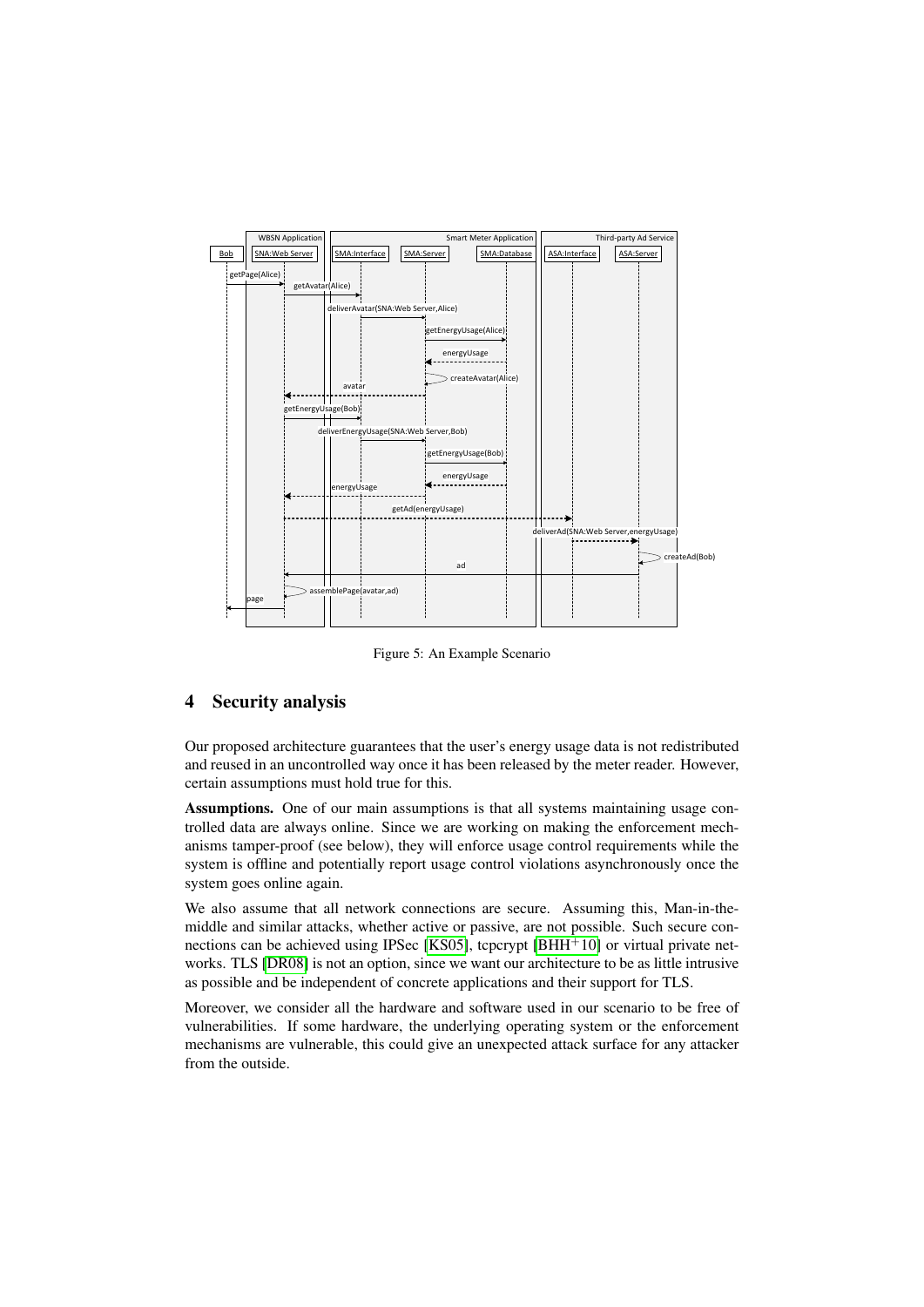Figure 5: An Example Scenario

## 4 Security analysis

Our proposed architecture guarantees that the user's energy usage data is not redistributed and reused in an uncontrolled way once it has been released by the meter reader. However, certain assumptions must hold true for this.

**Assumptions.** One of our main assumptions is that all systems maintaining usage controlled data are always online. Since we are working on making the enforcement mechanisms tamper-proof (see below), they will enforce usage control requirements while the system is offline and potentially report usage control violations asynchronously once the system goes online again.

We also assume that all network connections are secure. Assuming this, Man-in-the-middle and similar attacks, whether active or passive, are not possible. Such secure connections can be achieved using IPSec [KS05], tcpcrypt [BHH+10] or virtual private networks. TLS [DR08] is not an option, since we want our architecture to be as little intrusive as possible and be independent of concrete applications and their support for TLS.

Moreover, we consider all the hardware and software used in our scenario to be free of vulnerabilities. If some hardware, the underlying operating system or the enforcement mechanisms are vulnerable, this could give an unexpected attack surface for any attacker from the outside.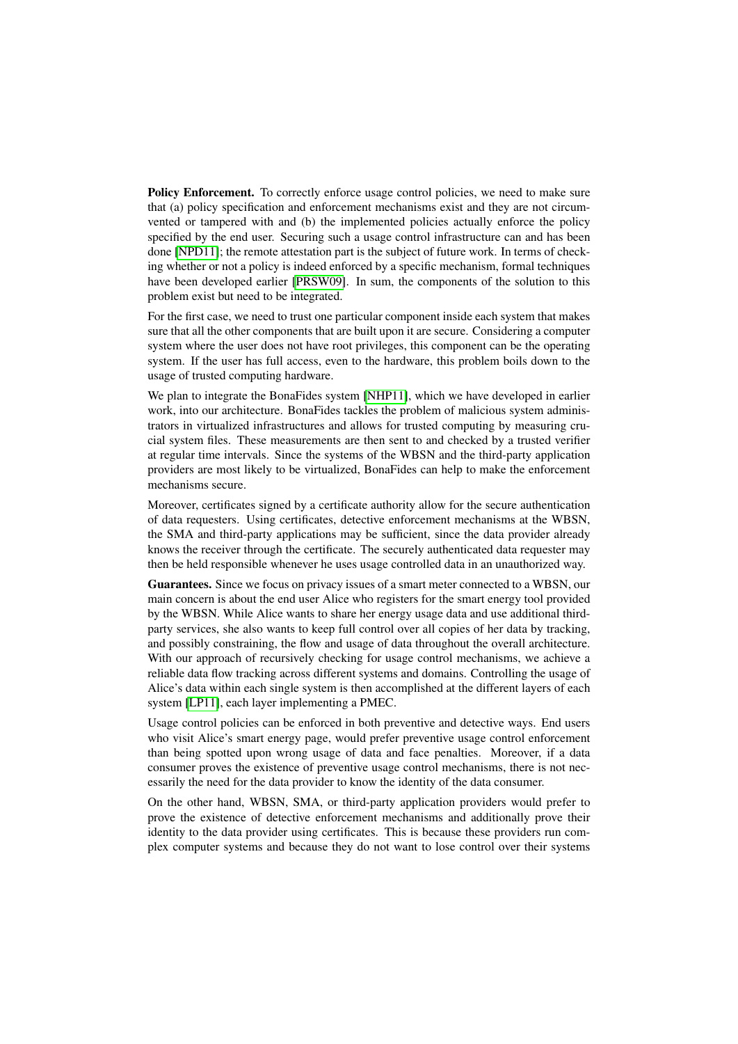**Policy Enforcement.** To correctly enforce usage control policies, we need to make sure that (a) policy specification and enforcement mechanisms exist and they are not circumvented or tampered with and (b) the implemented policies actually enforce the policy specified by the end user. Securing such a usage control infrastructure can and has been done [NPD11]; the remote attestation part is the subject of future work. In terms of checking whether or not a policy is indeed enforced by a specific mechanism, formal techniques have been developed earlier [PRSW09]. In sum, the components of the solution to this problem exist but need to be integrated.

For the first case, we need to trust one particular component inside each system that makes sure that all the other components that are built upon it are secure. Considering a computer system where the user does not have root privileges, this component can be the operating system. If the user has full access, even to the hardware, this problem boils down to the usage of trusted computing hardware.

We plan to integrate the BonaFides system [NHP11], which we have developed in earlier work, into our architecture. BonaFides tackles the problem of malicious system administrators in virtualized infrastructures and allows for trusted computing by measuring crucial system files. These measurements are then sent to and checked by a trusted verifier at regular time intervals. Since the systems of the WBSN and the third-party application providers are most likely to be virtualized, BonaFides can help to make the enforcement mechanisms secure.

Moreover, certificates signed by a certificate authority allow for the secure authentication of data requesters. Using certificates, detective enforcement mechanisms at the WBSN, the SMA and third-party applications may be sufficient, since the data provider already knows the receiver through the certificate. The securely authenticated data requester may then be held responsible whenever he uses usage controlled data in an unauthorized way.

**Guarantees.** Since we focus on privacy issues of a smart meter connected to a WBSN, our main concern is about the end user Alice who registers for the smart energy tool provided by the WBSN. While Alice wants to share her energy usage data and use additional third-party services, she also wants to keep full control over all copies of her data by tracking, and possibly constraining, the flow and usage of data throughout the overall architecture. With our approach of recursively checking for usage control mechanisms, we achieve a reliable data flow tracking across different systems and domains. Controlling the usage of Alice's data within each single system is then accomplished at the different layers of each system [LP11], each layer implementing a PMEC.

Usage control policies can be enforced in both preventive and detective ways. End users who visit Alice's smart energy page, would prefer preventive usage control enforcement than being spotted upon wrong usage of data and face penalties. Moreover, if a data consumer proves the existence of preventive usage control mechanisms, there is not necessarily the need for the data provider to know the identity of the data consumer.

On the other hand, WBSN, SMA, or third-party application providers would prefer to prove the existence of detective enforcement mechanisms and additionally prove their identity to the data provider using certificates. This is because these providers run complex computer systems and because they do not want to lose control over their systems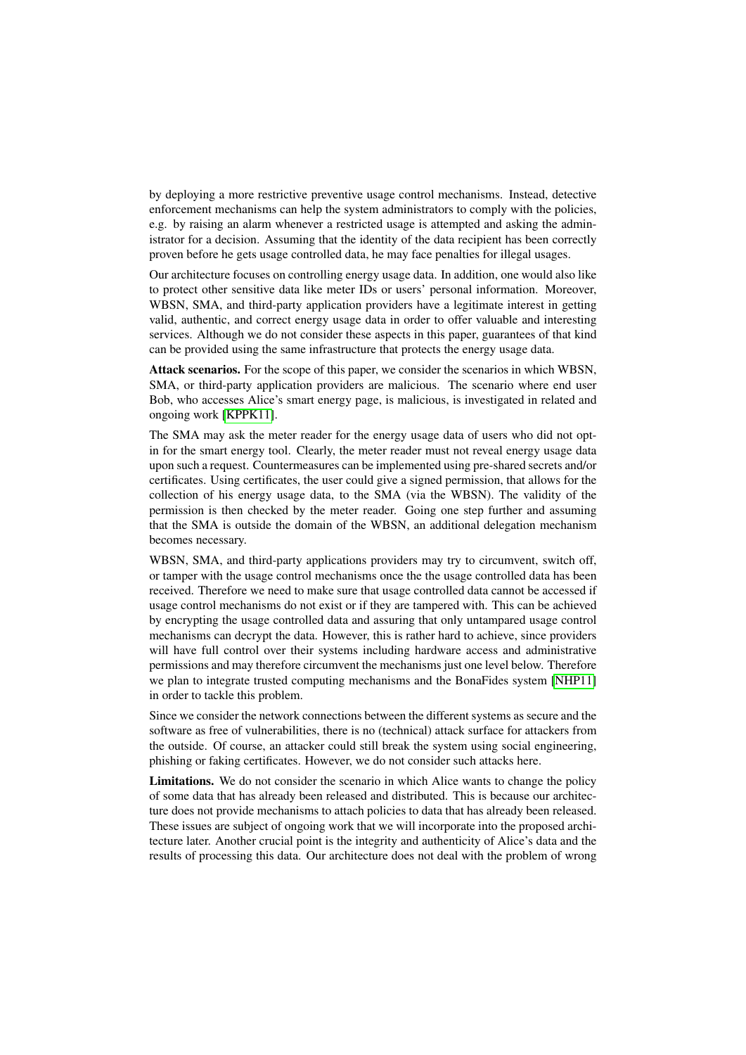by deploying a more restrictive preventive usage control mechanisms. Instead, detective enforcement mechanisms can help the system administrators to comply with the policies, e.g. by raising an alarm whenever a restricted usage is attempted and asking the administrator for a decision. Assuming that the identity of the data recipient has been correctly proven before he gets usage controlled data, he may face penalties for illegal usages.

Our architecture focuses on controlling energy usage data. In addition, one would also like to protect other sensitive data like meter IDs or users' personal information. Moreover, WBSN, SMA, and third-party application providers have a legitimate interest in getting valid, authentic, and correct energy usage data in order to offer valuable and interesting services. Although we do not consider these aspects in this paper, guarantees of that kind can be provided using the same infrastructure that protects the energy usage data.

**Attack scenarios.** For the scope of this paper, we consider the scenarios in which WBSN, SMA, or third-party application providers are malicious. The scenario where end user Bob, who accesses Alice's smart energy page, is malicious, is investigated in related and ongoing work [KPPK11].

The SMA may ask the meter reader for the energy usage data of users who did not opt-in for the smart energy tool. Clearly, the meter reader must not reveal energy usage data upon such a request. Countermeasures can be implemented using pre-shared secrets and/or certificates. Using certificates, the user could give a signed permission, that allows for the collection of his energy usage data, to the SMA (via the WBSN). The validity of the permission is then checked by the meter reader. Going one step further and assuming that the SMA is outside the domain of the WBSN, an additional delegation mechanism becomes necessary.

WBSN, SMA, and third-party applications providers may try to circumvent, switch off, or tamper with the usage control mechanisms once the the usage controlled data has been received. Therefore we need to make sure that usage controlled data cannot be accessed if usage control mechanisms do not exist or if they are tampered with. This can be achieved by encrypting the usage controlled data and assuring that only untampared usage control mechanisms can decrypt the data. However, this is rather hard to achieve, since providers will have full control over their systems including hardware access and administrative permissions and may therefore circumvent the mechanisms just one level below. Therefore we plan to integrate trusted computing mechanisms and the BonaFides system [NHP11] in order to tackle this problem.

Since we consider the network connections between the different systems as secure and the software as free of vulnerabilities, there is no (technical) attack surface for attackers from the outside. Of course, an attacker could still break the system using social engineering, phishing or faking certificates. However, we do not consider such attacks here.

**Limitations.** We do not consider the scenario in which Alice wants to change the policy of some data that has already been released and distributed. This is because our architecture does not provide mechanisms to attach policies to data that has already been released. These issues are subject of ongoing work that we will incorporate into the proposed architecture later. Another crucial point is the integrity and authenticity of Alice's data and the results of processing this data. Our architecture does not deal with the problem of wrong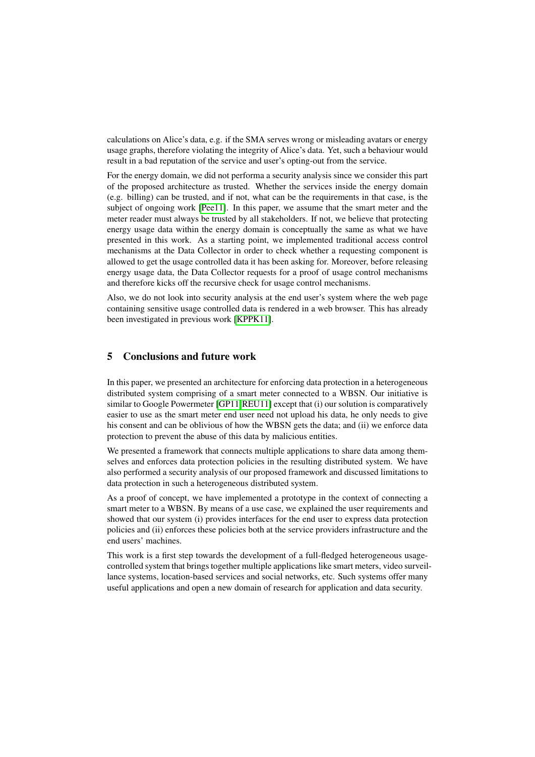calculations on Alice's data, e.g. if the SMA serves wrong or misleading avatars or energy usage graphs, therefore violating the integrity of Alice's data. Yet, such a behaviour would result in a bad reputation of the service and user's opting-out from the service.

For the energy domain, we did not performa a security analysis since we consider this part of the proposed architecture as trusted. Whether the services inside the energy domain (e.g. billing) can be trusted, and if not, what can be the requirements in that case, is the subject of ongoing work [Pee11]. In this paper, we assume that the smart meter and the meter reader must always be trusted by all stakeholders. If not, we believe that protecting energy usage data within the energy domain is conceptually the same as what we have presented in this work. As a starting point, we implemented traditional access control mechanisms at the Data Collector in order to check whether a requesting component is allowed to get the usage controlled data it has been asking for. Moreover, before releasing energy usage data, the Data Collector requests for a proof of usage control mechanisms and therefore kicks off the recursive check for usage control mechanisms.

Also, we do not look into security analysis at the end user's system where the web page containing sensitive usage controlled data is rendered in a web browser. This has already been investigated in previous work [KPPK11].

## 5 Conclusions and future work

In this paper, we presented an architecture for enforcing data protection in a heterogeneous distributed system comprising of a smart meter connected to a WBSN. Our initiative is similar to Google Powermeter [GP11, REU11] except that (i) our solution is comparatively easier to use as the smart meter end user need not upload his data, he only needs to give his consent and can be oblivious of how the WBSN gets the data; and (ii) we enforce data protection to prevent the abuse of this data by malicious entities.

We presented a framework that connects multiple applications to share data among themselves and enforces data protection policies in the resulting distributed system. We have also performed a security analysis of our proposed framework and discussed limitations to data protection in such a heterogeneous distributed system.

As a proof of concept, we have implemented a prototype in the context of connecting a smart meter to a WBSN. By means of a use case, we explained the user requirements and showed that our system (i) provides interfaces for the end user to express data protection policies and (ii) enforces these policies both at the service providers infrastructure and the end users' machines.

This work is a first step towards the development of a full-fledged heterogeneous usage-controlled system that brings together multiple applications like smart meters, video surveillance systems, location-based services and social networks, etc. Such systems offer many useful applications and open a new domain of research for application and data security.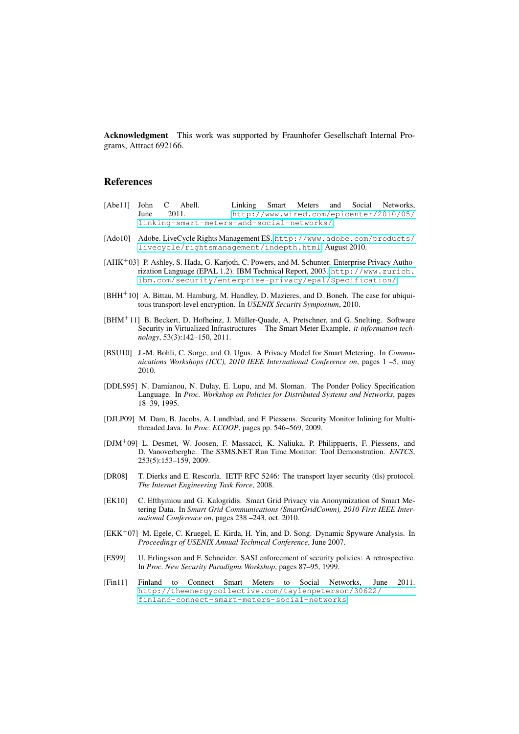**Acknowledgment** This work was supported by Fraunhofer Gesellschaft Internal Programs, Attract 692166.

## References

[Abe11] John C Abell. Linking Smart Meters and Social Networks, June 2011. http://www.wired.com/epicenter/2010/05/linking-smart-meters-and-social-networks/.

[Ado10] Adobe. LiveCycle Rights Management ES. http://www.adobe.com/products/livecycle/rightsmanagement/indepth.html, August 2010.

[AHK+03] P. Ashley, S. Hada, G. Karjoth, C. Powers, and M. Schunter. Enterprise Privacy Authorization Language (EPAL 1.2). IBM Technical Report, 2003. http://www.zurich.ibm.com/security/enterprise-privacy/epal/Specification/.

[BHH+10] A. Bittau, M. Hamburg, M. Handley, D. Mazieres, and D. Boneh. The case for ubiquitous transport-level encryption. In *USENIX Security Symposium*, 2010.

[BHM+11] B. Beckert, D. Hofheinz, J. Müller-Quade, A. Pretschner, and G. Snelting. Software Security in Virtualized Infrastructures – The Smart Meter Example. *it-information technology*, 53(3):142–150, 2011.

[BSU10] J.-M. Bohli, C. Sorge, and O. Ugus. A Privacy Model for Smart Metering. In *Communications Workshops (ICC), 2010 IEEE International Conference on*, pages 1 –5, may 2010.

[DDLS95] N. Damianou, N. Dulay, E. Lupu, and M. Sloman. The Ponder Policy Specification Language. In *Proc. Workshop on Policies for Distributed Systems and Networks*, pages 18–39, 1995.

[DJLP09] M. Dam, B. Jacobs, A. Lundblad, and F. Piessens. Security Monitor Inlining for Multithreaded Java. In *Proc. ECOOP*, pages pp. 546–569, 2009.

[DJM+09] L. Desmet, W. Joosen, F. Massacci, K. Naliuka, P. Philippaerts, F. Piessens, and D. Vanoverberghe. The S3MS.NET Run Time Monitor: Tool Demonstration. *ENTCS*, 253(5):153–159, 2009.

[DR08] T. Dierks and E. Rescorla. IETF RFC 5246: The transport layer security (tls) protocol. *The Internet Engineering Task Force*, 2008.

[EK10] C. Efthymiou and G. Kalogridis. Smart Grid Privacy via Anonymization of Smart Metering Data. In *Smart Grid Communications (SmartGridComm), 2010 First IEEE International Conference on*, pages 238 –243, oct. 2010.

[EKK+07] M. Egele, C. Kruegel, E. Kirda, H. Yin, and D. Song. Dynamic Spyware Analysis. In *Proceedings of USENIX Annual Technical Conference*, June 2007.

[ES99] U. Erlingsson and F. Schneider. SASI enforcement of security policies: A retrospective. In *Proc. New Security Paradigms Workshop*, pages 87–95, 1999.

[Fin11] Finland to Connect Smart Meters to Social Networks, June 2011. http://theenergycollective.com/taylenpeterson/30622/finland-connect-smart-meters-social-networks.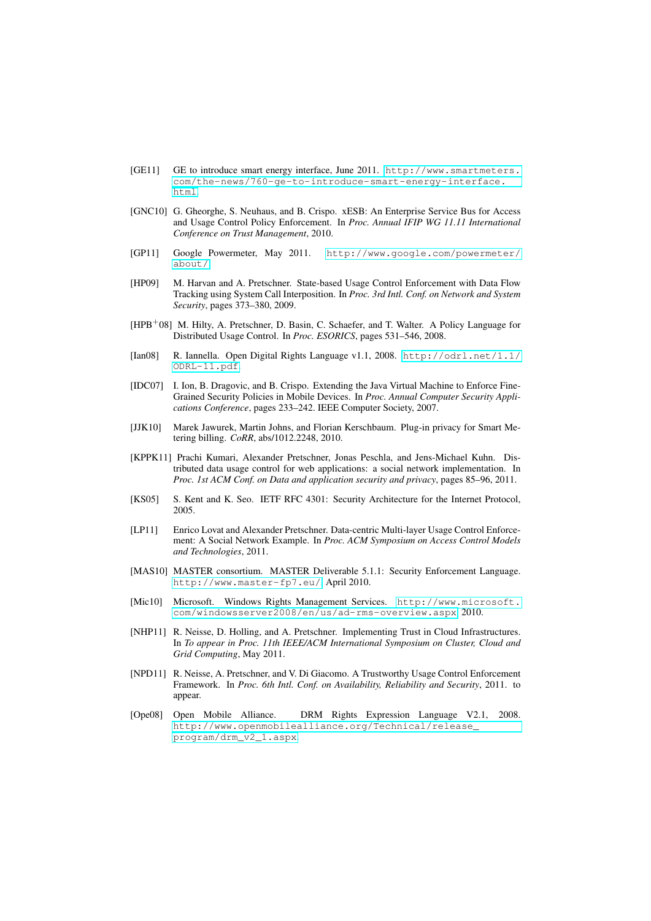[GE11] GE to introduce smart energy interface, June 2011. http://www.smartmeters.com/the-news/760-ge-to-introduce-smart-energy-interface.html

[GNC10] G. Gheorghe, S. Neuhaus, and B. Crispo. xESB: An Enterprise Service Bus for Access and Usage Control Policy Enforcement. In *Proc. Annual IFIP WG 11.11 International Conference on Trust Management*, 2010.

[GP11] Google Powermeter, May 2011. http://www.google.com/powermeter/about/

[HP09] M. Harvan and A. Pretschner. State-based Usage Control Enforcement with Data Flow Tracking using System Call Interposition. In *Proc. 3rd Intl. Conf. on Network and System Security*, pages 373–380, 2009.

[HPB+08] M. Hilty, A. Pretschner, D. Basin, C. Schaefer, and T. Walter. A Policy Language for Distributed Usage Control. In *Proc. ESORICS*, pages 531–546, 2008.

[Ian08] R. Iannella. Open Digital Rights Language v1.1, 2008. http://odrl.net/1.1/ODRL-11.pdf

[IDC07] I. Ion, B. Dragovic, and B. Crispo. Extending the Java Virtual Machine to Enforce Fine-Grained Security Policies in Mobile Devices. In *Proc. Annual Computer Security Applications Conference*, pages 233–242. IEEE Computer Society, 2007.

[JJK10] Marek Jawurek, Martin Johns, and Florian Kerschbaum. Plug-in privacy for Smart Metering billing. *CoRR*, abs/1012.2248, 2010.

[KPPK11] Prachi Kumari, Alexander Pretschner, Jonas Peschla, and Jens-Michael Kuhn. Distributed data usage control for web applications: a social network implementation. In *Proc. 1st ACM Conf. on Data and application security and privacy*, pages 85–96, 2011.

[KS05] S. Kent and K. Seo. IETF RFC 4301: Security Architecture for the Internet Protocol, 2005.

[LP11] Enrico Lovat and Alexander Pretschner. Data-centric Multi-layer Usage Control Enforcement: A Social Network Example. In *Proc. ACM Symposium on Access Control Models and Technologies*, 2011.

[MAS10] MASTER consortium. MASTER Deliverable 5.1.1: Security Enforcement Language. http://www.master-fp7.eu/, April 2010.

[Mic10] Microsoft. Windows Rights Management Services. http://www.microsoft.com/windowsserver2008/en/us/ad-rms-overview.aspx, 2010.

[NHP11] R. Neisse, D. Holling, and A. Pretschner. Implementing Trust in Cloud Infrastructures. In *To appear in Proc. 11th IEEE/ACM International Symposium on Cluster, Cloud and Grid Computing*, May 2011.

[NPD11] R. Neisse, A. Pretschner, and V. Di Giacomo. A Trustworthy Usage Control Enforcement Framework. In *Proc. 6th Intl. Conf. on Availability, Reliability and Security*, 2011. to appear.

[Ope08] Open Mobile Alliance. DRM Rights Expression Language V2.1, 2008. http://www.openmobilealliance.org/Technical/release_program/drm_v2_1.aspx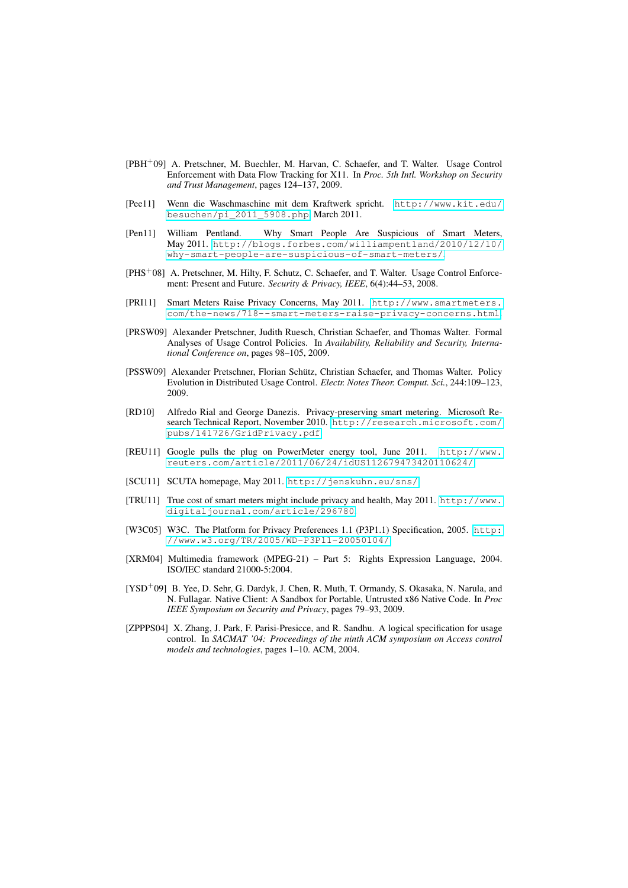[PBH+09] A. Pretschner, M. Buechler, M. Harvan, C. Schaefer, and T. Walter. Usage Control Enforcement with Data Flow Tracking for X11. In *Proc. 5th Intl. Workshop on Security and Trust Management*, pages 124–137, 2009.

[Pee11] Wenn die Waschmaschine mit dem Kraftwerk spricht. http://www.kit.edu/besuchen/pi_2011_5908.php, March 2011.

[Pen11] William Pentland. Why Smart People Are Suspicious of Smart Meters, May 2011. http://blogs.forbes.com/williampentland/2010/12/10/why-smart-people-are-suspicious-of-smart-meters/.

[PHS+08] A. Pretschner, M. Hilty, F. Schutz, C. Schaefer, and T. Walter. Usage Control Enforcement: Present and Future. *Security & Privacy, IEEE*, 6(4):44–53, 2008.

[PRI11] Smart Meters Raise Privacy Concerns, May 2011. http://www.smartmeters.com/the-news/718--smart-meters-raise-privacy-concerns.html.

[PRSW09] Alexander Pretschner, Judith Ruesch, Christian Schaefer, and Thomas Walter. Formal Analyses of Usage Control Policies. In *Availability, Reliability and Security, International Conference on*, pages 98–105, 2009.

[PSSW09] Alexander Pretschner, Florian Schütz, Christian Schaefer, and Thomas Walter. Policy Evolution in Distributed Usage Control. *Electr. Notes Theor. Comput. Sci.*, 244:109–123, 2009.

[RD10] Alfredo Rial and George Danezis. Privacy-preserving smart metering. Microsoft Research Technical Report, November 2010. http://research.microsoft.com/pubs/141726/GridPrivacy.pdf.

[REU11] Google pulls the plug on PowerMeter energy tool, June 2011. http://www.reuters.com/article/2011/06/24/idUS112679473420110624/.

[SCU11] SCUTA homepage, May 2011. http://jenskuhn.eu/sns/.

[TRU11] True cost of smart meters might include privacy and health, May 2011. http://www.digitaljournal.com/article/296780.

[W3C05] W3C. The Platform for Privacy Preferences 1.1 (P3P1.1) Specification, 2005. http://www.w3.org/TR/2005/WD-P3P11-20050104/.

[XRM04] Multimedia framework (MPEG-21) – Part 5: Rights Expression Language, 2004. ISO/IEC standard 21000-5:2004.

[YSD+09] B. Yee, D. Sehr, G. Dardyk, J. Chen, R. Muth, T. Ormandy, S. Okasaka, N. Narula, and N. Fullagar. Native Client: A Sandbox for Portable, Untrusted x86 Native Code. In *Proc IEEE Symposium on Security and Privacy*, pages 79–93, 2009.

[ZPPPS04] X. Zhang, J. Park, F. Parisi-Presicce, and R. Sandhu. A logical specification for usage control. In *SACMAT '04: Proceedings of the ninth ACM symposium on Access control models and technologies*, pages 1–10. ACM, 2004.